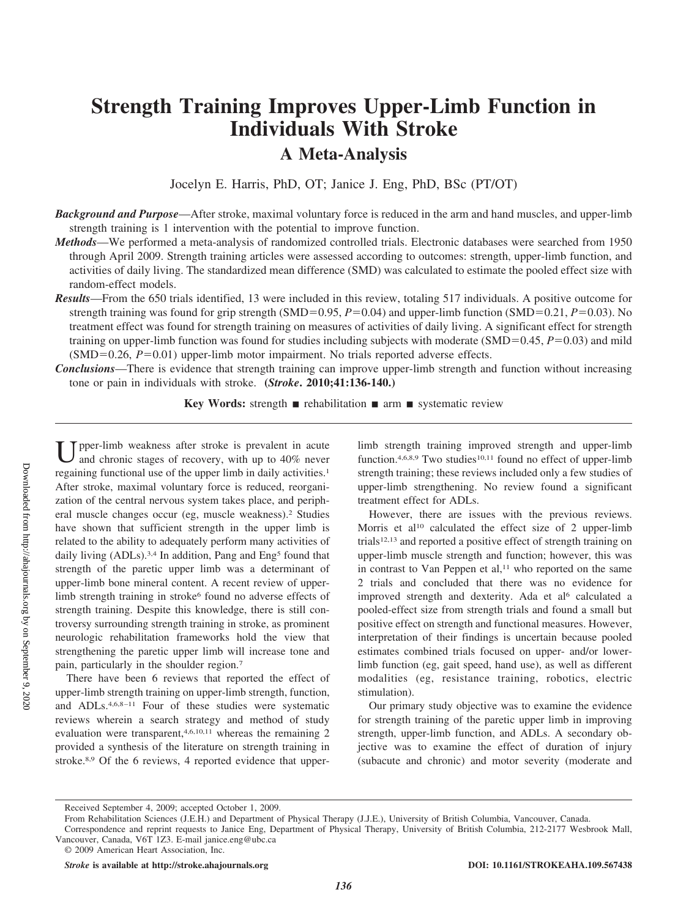# Strength Training Improves Upper-Limb Function in Individuals With Stroke

## A Meta-Analysis

Jocelyn E. Harris, PhD, OT; Janice J. Eng, PhD, BSc (PT/OT)

***Background and Purpose*****—**After stroke, maximal voluntary force is reduced in the arm and hand muscles, and upper-limb strength training is 1 intervention with the potential to improve function.

***Methods*****—**We performed a meta-analysis of randomized controlled trials. Electronic databases were searched from 1950 through April 2009. Strength training articles were assessed according to outcomes: strength, upper-limb function, and activities of daily living. The standardized mean difference (SMD) was calculated to estimate the pooled effect size with random-effect models.

***Results*****—**From the 650 trials identified, 13 were included in this review, totaling 517 individuals. A positive outcome for strength training was found for grip strength (SMD=0.95, $P$=0.04) and upper-limb function (SMD=0.21, $P$=0.03). No treatment effect was found for strength training on measures of activities of daily living. A significant effect for strength training on upper-limb function was found for studies including subjects with moderate (SMD=0.45, $P$=0.03) and mild (SMD=0.26, $P$=0.01) upper-limb motor impairment. No trials reported adverse effects.

***Conclusions*****—**There is evidence that strength training can improve upper-limb strength and function without increasing tone or pain in individuals with stroke. **(*Stroke*. 2010;41:136-140.)**

**Key Words:** strength ■ rehabilitation ■ arm ■ systematic review

Upper-limb weakness after stroke is prevalent in acute and chronic stages of recovery, with up to 40% never regaining functional use of the upper limb in daily activities.[1] After stroke, maximal voluntary force is reduced, reorganization of the central nervous system takes place, and peripheral muscle changes occur (eg, muscle weakness).[2] Studies have shown that sufficient strength in the upper limb is related to the ability to adequately perform many activities of daily living (ADLs).[3,4] In addition, Pang and Eng[5] found that strength of the paretic upper limb was a determinant of upper-limb bone mineral content. A recent review of upper-limb strength training in stroke[6] found no adverse effects of strength training. Despite this knowledge, there is still controversy surrounding strength training in stroke, as prominent neurologic rehabilitation frameworks hold the view that strengthening the paretic upper limb will increase tone and pain, particularly in the shoulder region.[7]

There have been 6 reviews that reported the effect of upper-limb strength training on upper-limb strength, function, and ADLs.[4,6,8–11] Four of these studies were systematic reviews wherein a search strategy and method of study evaluation were transparent,[4,6,10,11] whereas the remaining 2 provided a synthesis of the literature on strength training in stroke.[8,9] Of the 6 reviews, 4 reported evidence that upper-limb strength training improved strength and upper-limb function.[4,6,8,9] Two studies[10,11] found no effect of upper-limb strength training; these reviews included only a few studies of upper-limb strengthening. No review found a significant treatment effect for ADLs.

However, there are issues with the previous reviews. Morris et al[10] calculated the effect size of 2 upper-limb trials[12,13] and reported a positive effect of strength training on upper-limb muscle strength and function; however, this was in contrast to Van Peppen et al,[11] who reported on the same 2 trials and concluded that there was no evidence for improved strength and dexterity. Ada et al[6] calculated a pooled-effect size from strength trials and found a small but positive effect on strength and functional measures. However, interpretation of their findings is uncertain because pooled estimates combined trials focused on upper- and/or lower-limb function (eg, gait speed, hand use), as well as different modalities (eg, resistance training, robotics, electric stimulation).

Our primary study objective was to examine the evidence for strength training of the paretic upper limb in improving strength, upper-limb function, and ADLs. A secondary objective was to examine the effect of duration of injury (subacute and chronic) and motor severity (moderate and

Received September 4, 2009; accepted October 1, 2009.

From Rehabilitation Sciences (J.E.H.) and Department of Physical Therapy (J.J.E.), University of British Columbia, Vancouver, Canada.

Correspondence and reprint requests to Janice Eng, Department of Physical Therapy, University of British Columbia, 212-2177 Wesbrook Mall, Vancouver, Canada, V6T 1Z3. E-mail janice.eng@ubc.ca

© 2009 American Heart Association, Inc.

*Stroke* is available at http://stroke.ahajournals.org DOI: 10.1161/STROKEAHA.109.567438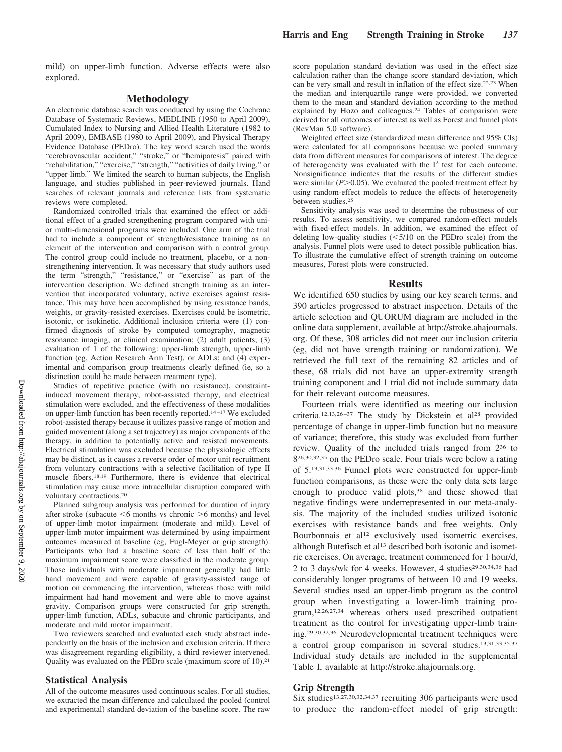mild) on upper-limb function. Adverse effects were also explored.

## Methodology

An electronic database search was conducted by using the Cochrane Database of Systematic Reviews, MEDLINE (1950 to April 2009), Cumulated Index to Nursing and Allied Health Literature (1982 to April 2009), EMBASE (1980 to April 2009), and Physical Therapy Evidence Database (PEDro). The key word search used the words "cerebrovascular accident," "stroke," or "hemiparesis" paired with "rehabilitation," "exercise," "strength," "activities of daily living," or "upper limb." We limited the search to human subjects, the English language, and studies published in peer-reviewed journals. Hand searches of relevant journals and reference lists from systematic reviews were completed.

Randomized controlled trials that examined the effect or additional effect of a graded strengthening program compared with uni- or multi-dimensional programs were included. One arm of the trial had to include a component of strength/resistance training as an element of the intervention and comparison with a control group. The control group could include no treatment, placebo, or a nonstrengthening intervention. It was necessary that study authors used the term "strength," "resistance," or "exercise" as part of the intervention description. We defined strength training as an intervention that incorporated voluntary, active exercises against resistance. This may have been accomplished by using resistance bands, weights, or gravity-resisted exercises. Exercises could be isometric, isotonic, or isokinetic. Additional inclusion criteria were (1) confirmed diagnosis of stroke by computed tomography, magnetic resonance imaging, or clinical examination; (2) adult patients; (3) evaluation of 1 of the following: upper-limb strength, upper-limb function (eg, Action Research Arm Test), or ADLs; and (4) experimental and comparison group treatments clearly defined (ie, so a distinction could be made between treatment type).

Studies of repetitive practice (with no resistance), constraint-induced movement therapy, robot-assisted therapy, and electrical stimulation were excluded, and the effectiveness of these modalities on upper-limb function has been recently reported.[14–17] We excluded robot-assisted therapy because it utilizes passive range of motion and guided movement (along a set trajectory) as major components of the therapy, in addition to potentially active and resisted movements. Electrical stimulation was excluded because the physiologic effects may be distinct, as it causes a reverse order of motor unit recruitment from voluntary contractions with a selective facilitation of type II muscle fibers.[18,19] Furthermore, there is evidence that electrical stimulation may cause more intracellular disruption compared with voluntary contractions.[20]

Planned subgroup analysis was performed for duration of injury after stroke (subacute <6 months vs chronic >6 months) and level of upper-limb motor impairment (moderate and mild). Level of upper-limb motor impairment was determined by using impairment outcomes measured at baseline (eg, Fugl-Meyer or grip strength). Participants who had a baseline score of less than half of the maximum impairment score were classified in the moderate group. Those individuals with moderate impairment generally had little hand movement and were capable of gravity-assisted range of motion on commencing the intervention, whereas those with mild impairment had hand movement and were able to move against gravity. Comparison groups were constructed for grip strength, upper-limb function, ADLs, subacute and chronic participants, and moderate and mild motor impairment.

Two reviewers searched and evaluated each study abstract independently on the basis of the inclusion and exclusion criteria. If there was disagreement regarding eligibility, a third reviewer intervened. Quality was evaluated on the PEDro scale (maximum score of 10).[21]

### Statistical Analysis

All of the outcome measures used continuous scales. For all studies, we extracted the mean difference and calculated the pooled (control and experimental) standard deviation of the baseline score. The raw score population standard deviation was used in the effect size calculation rather than the change score standard deviation, which can be very small and result in inflation of the effect size.[22,23] When the median and interquartile range were provided, we converted them to the mean and standard deviation according to the method explained by Hozo and colleagues.[24] Tables of comparison were derived for all outcomes of interest as well as Forest and funnel plots (RevMan 5.0 software).

Weighted effect size (standardized mean difference and 95% CIs) were calculated for all comparisons because we pooled summary data from different measures for comparisons of interest. The degree of heterogeneity was evaluated with the $I^2$ test for each outcome. Nonsignificance indicates that the results of the different studies were similar ($P>0.05$). We evaluated the pooled treatment effect by using random-effect models to reduce the effects of heterogeneity between studies.[25]

Sensitivity analysis was used to determine the robustness of our results. To assess sensitivity, we compared random-effect models with fixed-effect models. In addition, we examined the effect of deleting low-quality studies (<5/10 on the PEDro scale) from the analysis. Funnel plots were used to detect possible publication bias. To illustrate the cumulative effect of strength training on outcome measures, Forest plots were constructed.

## Results

We identified 650 studies by using our key search terms, and 390 articles progressed to abstract inspection. Details of the article selection and QUORUM diagram are included in the online data supplement, available at http://stroke.ahajournals.org. Of these, 308 articles did not meet our inclusion criteria (eg, did not have strength training or randomization). We retrieved the full text of the remaining 82 articles and of these, 68 trials did not have an upper-extremity strength training component and 1 trial did not include summary data for their relevant outcome measures.

Fourteen trials were identified as meeting our inclusion criteria.[12,13,26–37] The study by Dickstein et al[28] provided percentage of change in upper-limb function but no measure of variance; therefore, this study was excluded from further review. Quality of the included trials ranged from 2[36] to 8[26,30,32,35] on the PEDro scale. Four trials were below a rating of 5.[13,31,33,36] Funnel plots were constructed for upper-limb function comparisons, as these were the only data sets large enough to produce valid plots,[38] and these showed that negative findings were underrepresented in our meta-analysis. The majority of the included studies utilized isotonic exercises with resistance bands and free weights. Only Bourbonnais et al[12] exclusively used isometric exercises, although Butefisch et al[13] described both isotonic and isometric exercises. On average, treatment commenced for 1 hour/d, 2 to 3 days/wk for 4 weeks. However, 4 studies[29,30,34,36] had considerably longer programs of between 10 and 19 weeks. Several studies used an upper-limb program as the control group when investigating a lower-limb training program,[12,26,27,34] whereas others used prescribed outpatient treatment as the control for investigating upper-limb training.[29,30,32,36] Neurodevelopmental treatment techniques were a control group comparison in several studies.[13,31,33,35,37] Individual study details are included in the supplemental Table I, available at http://stroke.ahajournals.org.

### Grip Strength

Six studies[13,27,30,32,34,37] recruiting 306 participants were used to produce the random-effect model of grip strength: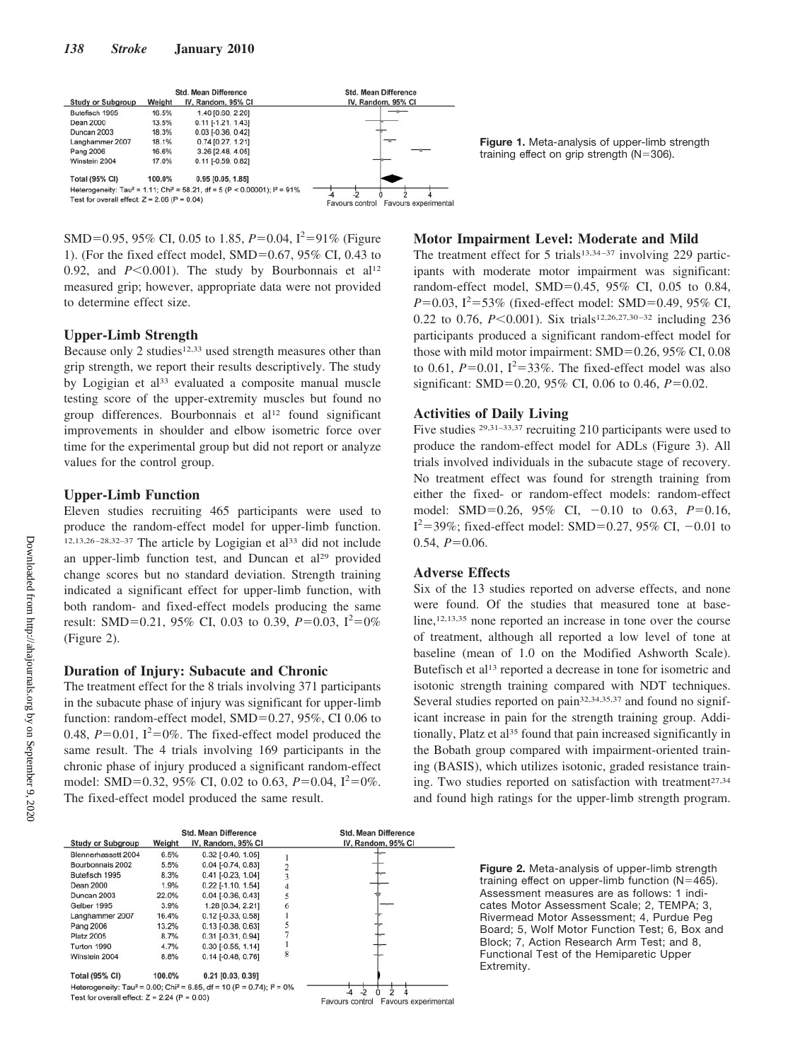| Study or Subgroup | Weight | Std. Mean Difference IV, Random, 95% CI |
|---|---|---|
| Butefisch 1995 | 16.5% | 1.40 [0.60, 2.20] |
| Dean 2000 | 13.5% | 0.11 [-1.21, 1.43] |
| Duncan 2003 | 18.3% | 0.03 [-0.36, 0.42] |
| Langhammer 2007 | 18.1% | 0.74 [0.27, 1.21] |
| Pang 2006 | 16.6% | 3.26 [2.48, 4.05] |
| Winstein 2004 | 17.0% | 0.11 [-0.59, 0.82] |
| **Total (95% CI)** | **100.0%** | **0.95 [0.05, 1.85]** |

Heterogeneity: $Tau^2 = 1.11$; $Chi^2 = 58.21$, df = 5 ($P < 0.00001$); $I^2 = 91\%$
Test for overall effect: Z = 2.06 (P = 0.04)

Favours control / Favours experimental

**Figure 1.** Meta-analysis of upper-limb strength training effect on grip strength (N=306).

SMD=0.95, 95% CI, 0.05 to 1.85, $P$=0.04, $I^2$=91% (Figure 1). (For the fixed effect model, SMD=0.67, 95% CI, 0.43 to 0.92, and $P$<0.001). The study by Bourbonnais et al[12] measured grip; however, appropriate data were not provided to determine effect size.

## Upper-Limb Strength

Because only 2 studies[12,33] used strength measures other than grip strength, we report their results descriptively. The study by Logigian et al[33] evaluated a composite manual muscle testing score of the upper-extremity muscles but found no group differences. Bourbonnais et al[12] found significant improvements in shoulder and elbow isometric force over time for the experimental group but did not report or analyze values for the control group.

## Upper-Limb Function

Eleven studies recruiting 465 participants were used to produce the random-effect model for upper-limb function.[12,13,26–28,32–37] The article by Logigian et al[33] did not include an upper-limb function test, and Duncan et al[29] provided change scores but no standard deviation. Strength training indicated a significant effect for upper-limb function, with both random- and fixed-effect models producing the same result: SMD=0.21, 95% CI, 0.03 to 0.39, $P$=0.03, $I^2$=0% (Figure 2).

## Duration of Injury: Subacute and Chronic

The treatment effect for the 8 trials involving 371 participants in the subacute phase of injury was significant for upper-limb function: random-effect model, SMD=0.27, 95%, CI 0.06 to 0.48, $P$=0.01, $I^2$=0%. The fixed-effect model produced the same result. The 4 trials involving 169 participants in the chronic phase of injury produced a significant random-effect model: SMD=0.32, 95% CI, 0.02 to 0.63, $P$=0.04, $I^2$=0%. The fixed-effect model produced the same result.

## Motor Impairment Level: Moderate and Mild

The treatment effect for 5 trials[13,34–37] involving 229 participants with moderate motor impairment was significant: random-effect model, SMD=0.45, 95% CI, 0.05 to 0.84, $P$=0.03, $I^2$=53% (fixed-effect model: SMD=0.49, 95% CI, 0.22 to 0.76, $P$<0.001). Six trials[12,26,27,30–32] including 236 participants produced a significant random-effect model for those with mild motor impairment: SMD=0.26, 95% CI, 0.08 to 0.61, $P$=0.01, $I^2$=33%. The fixed-effect model was also significant: SMD=0.20, 95% CI, 0.06 to 0.46, $P$=0.02.

## Activities of Daily Living

Five studies [29,31–33,37] recruiting 210 participants were used to produce the random-effect model for ADLs (Figure 3). All trials involved individuals in the subacute stage of recovery. No treatment effect was found for strength training from either the fixed- or random-effect models: random-effect model: SMD=0.26, 95% CI, −0.10 to 0.63, $P$=0.16, $I^2$=39%; fixed-effect model: SMD=0.27, 95% CI, −0.01 to 0.54, $P$=0.06.

## Adverse Effects

Six of the 13 studies reported on adverse effects, and none were found. Of the studies that measured tone at baseline,[12,13,35] none reported an increase in tone over the course of treatment, although all reported a low level of tone at baseline (mean of 1.0 on the Modified Ashworth Scale). Butefisch et al[13] reported a decrease in tone for isometric and isotonic strength training compared with NDT techniques. Several studies reported on pain[32,34,35,37] and found no significant increase in pain for the strength training group. Additionally, Platz et al[35] found that pain increased significantly in the Bobath group compared with impairment-oriented training (BASIS), which utilizes isotonic, graded resistance training. Two studies reported on satisfaction with treatment[27,34] and found high ratings for the upper-limb strength program.

| Study or Subgroup | Weight | Std. Mean Difference IV, Random, 95% CI | Assessment |
|---|---|---|---|
| Blennerhassett 2004 | 6.5% | 0.32 [-0.40, 1.05] | 1 |
| Bourbonnais 2002 | 5.5% | 0.04 [-0.74, 0.83] | 2 |
| Butefisch 1995 | 8.3% | 0.41 [-0.23, 1.04] | 3 |
| Dean 2000 | 1.9% | 0.22 [-1.10, 1.54] | 4 |
| Duncan 2003 | 22.0% | 0.04 [-0.36, 0.43] | 5 |
| Gelber 1995 | 3.9% | 1.28 [0.34, 2.21] | 6 |
| Langhammer 2007 | 16.4% | 0.12 [-0.33, 0.58] | 1 |
| Pang 2006 | 13.2% | 0.13 [-0.38, 0.63] | 5 |
| Platz 2005 | 8.7% | 0.31 [-0.31, 0.94] | 7 |
| Turton 1990 | 4.7% | 0.30 [-0.55, 1.14] | 1 |
| Winstein 2004 | 8.8% | 0.14 [-0.48, 0.76] | 8 |
| **Total (95% CI)** | **100.0%** | **0.21 [0.03, 0.39]** | |

Heterogeneity: $Tau^2 = 0.00$; $Chi^2 = 6.85$, df = 10 (P = 0.74); $I^2 = 0\%$
Test for overall effect: Z = 2.24 (P = 0.03)

Favours control / Favours experimental

**Figure 2.** Meta-analysis of upper-limb strength training effect on upper-limb function (N=465). Assessment measures are as follows: 1 indicates Motor Assessment Scale; 2, TEMPA; 3, Rivermead Motor Assessment; 4, Purdue Peg Board; 5, Wolf Motor Function Test; 6, Box and Block; 7, Action Research Arm Test; and 8, Functional Test of the Hemiparetic Upper Extremity.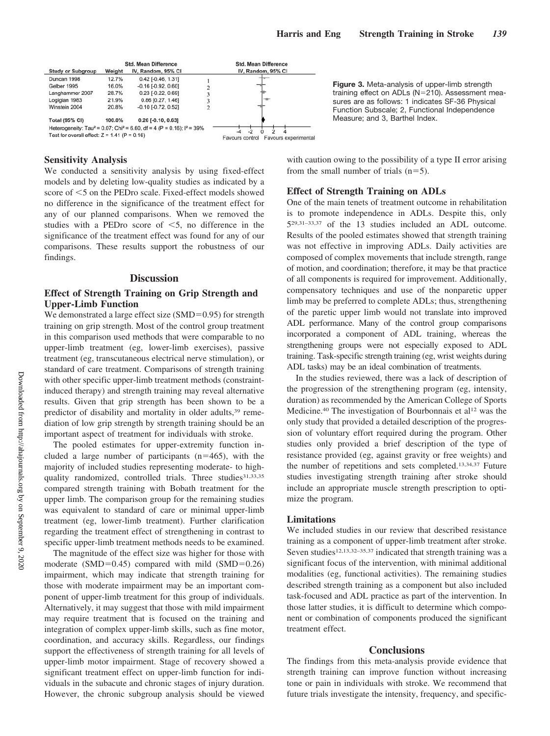Std. Mean Difference

Std. Mean Difference

Study or Subgroup Weight IV, Random, 95% CI

IV, Random, 95% CI

Duncan 1998 12.7% 0.42 [-0.46, 1.31] 1

Gelber 1995 16.0% -0.16 [-0.92, 0.60] 2

Langhammer 2007 28.7% 0.23 [-0.22, 0.69] 3

Logigian 1983 21.9% 0.86 [0.27, 1.46] 3

Winstein 2004 20.8% -0.10 [-0.72, 0.52] 2

Total (95% CI) 100.0% 0.26 [-0.10, 0.63]

Heterogeneity: Tau² = 0.07; Chi² = 6.60, df = 4 (P = 0.16); I² = 39%

Test for overall effect: Z = 1.41 (P = 0.16)

-4 -2 0 2 4

Favours control Favours experimental

**Figure 3.** Meta-analysis of upper-limb strength training effect on ADLs (N=210). Assessment measures are as follows: 1 indicates SF-36 Physical Function Subscale; 2, Functional Independence Measure; and 3, Barthel Index.

### Sensitivity Analysis

We conducted a sensitivity analysis by using fixed-effect models and by deleting low-quality studies as indicated by a score of <5 on the PEDro scale. Fixed-effect models showed no difference in the significance of the treatment effect for any of our planned comparisons. When we removed the studies with a PEDro score of <5, no difference in the significance of the treatment effect was found for any of our comparisons. These results support the robustness of our findings.

## Discussion

### Effect of Strength Training on Grip Strength and Upper-Limb Function

We demonstrated a large effect size (SMD=0.95) for strength training on grip strength. Most of the control group treatment in this comparison used methods that were comparable to no upper-limb treatment (eg, lower-limb exercises), passive treatment (eg, transcutaneous electrical nerve stimulation), or standard of care treatment. Comparisons of strength training with other specific upper-limb treatment methods (constraint-induced therapy) and strength training may reveal alternative results. Given that grip strength has been shown to be a predictor of disability and mortality in older adults,[39] remediation of low grip strength by strength training should be an important aspect of treatment for individuals with stroke.

The pooled estimates for upper-extremity function included a large number of participants (n=465), with the majority of included studies representing moderate- to high-quality randomized, controlled trials. Three studies[31,33,35] compared strength training with Bobath treatment for the upper limb. The comparison group for the remaining studies was equivalent to standard of care or minimal upper-limb treatment (eg, lower-limb treatment). Further clarification regarding the treatment effect of strengthening in contrast to specific upper-limb treatment methods needs to be examined.

The magnitude of the effect size was higher for those with moderate (SMD=0.45) compared with mild (SMD=0.26) impairment, which may indicate that strength training for those with moderate impairment may be an important component of upper-limb treatment for this group of individuals. Alternatively, it may suggest that those with mild impairment may require treatment that is focused on the training and integration of complex upper-limb skills, such as fine motor, coordination, and accuracy skills. Regardless, our findings support the effectiveness of strength training for all levels of upper-limb motor impairment. Stage of recovery showed a significant treatment effect on upper-limb function for individuals in the subacute and chronic stages of injury duration. However, the chronic subgroup analysis should be viewed with caution owing to the possibility of a type II error arising from the small number of trials (n=5).

### Effect of Strength Training on ADLs

One of the main tenets of treatment outcome in rehabilitation is to promote independence in ADLs. Despite this, only 5[29,31–33,37] of the 13 studies included an ADL outcome. Results of the pooled estimates showed that strength training was not effective in improving ADLs. Daily activities are composed of complex movements that include strength, range of motion, and coordination; therefore, it may be that practice of all components is required for improvement. Additionally, compensatory techniques and use of the nonparetic upper limb may be preferred to complete ADLs; thus, strengthening of the paretic upper limb would not translate into improved ADL performance. Many of the control group comparisons incorporated a component of ADL training, whereas the strengthening groups were not especially exposed to ADL training. Task-specific strength training (eg, wrist weights during ADL tasks) may be an ideal combination of treatments.

In the studies reviewed, there was a lack of description of the progression of the strengthening program (eg, intensity, duration) as recommended by the American College of Sports Medicine.[40] The investigation of Bourbonnais et al[12] was the only study that provided a detailed description of the progression of voluntary effort required during the program. Other studies only provided a brief description of the type of resistance provided (eg, against gravity or free weights) and the number of repetitions and sets completed.[13,34,37] Future studies investigating strength training after stroke should include an appropriate muscle strength prescription to optimize the program.

### Limitations

We included studies in our review that described resistance training as a component of upper-limb treatment after stroke. Seven studies[12,13,32–35,37] indicated that strength training was a significant focus of the intervention, with minimal additional modalities (eg, functional activities). The remaining studies described strength training as a component but also included task-focused and ADL practice as part of the intervention. In those latter studies, it is difficult to determine which component or combination of components produced the significant treatment effect.

## Conclusions

The findings from this meta-analysis provide evidence that strength training can improve function without increasing tone or pain in individuals with stroke. We recommend that future trials investigate the intensity, frequency, and specific-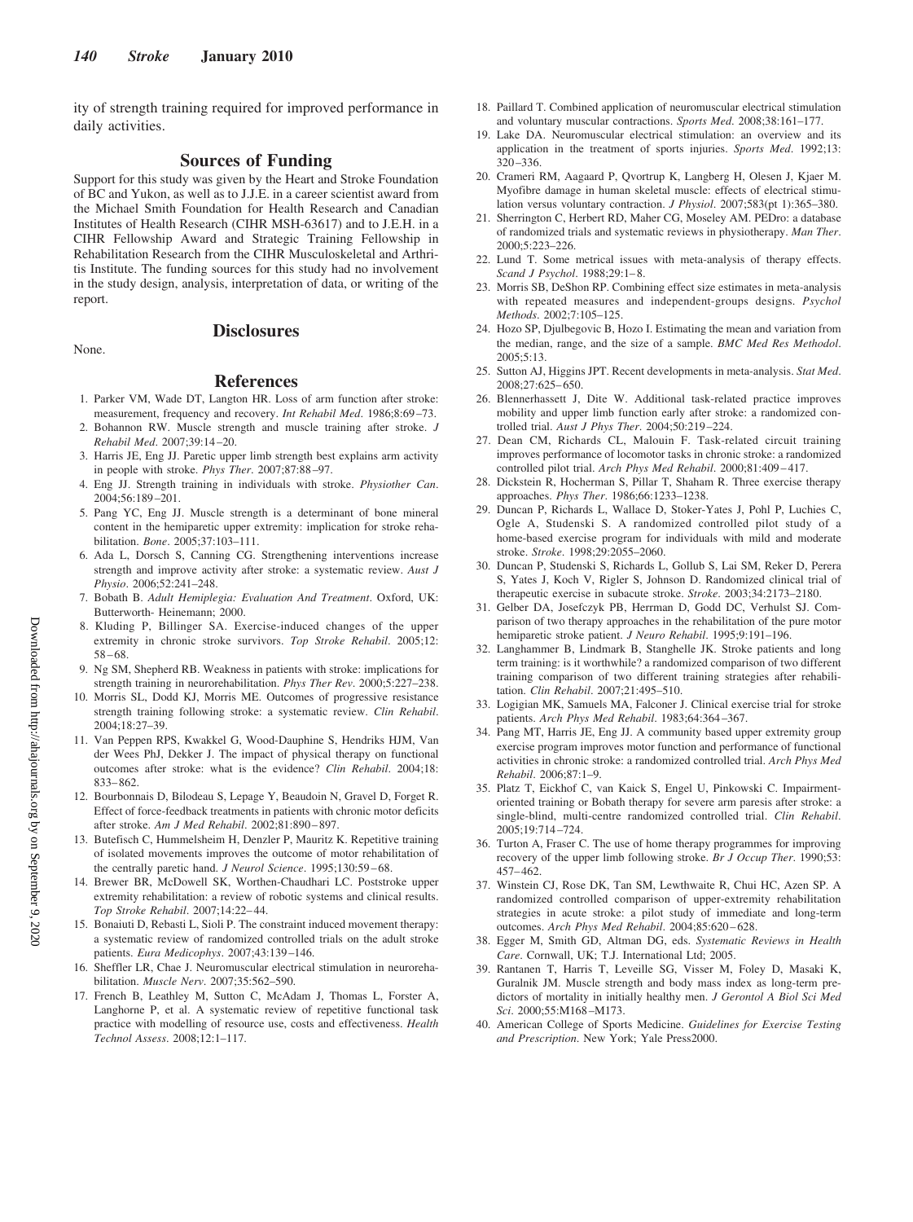ity of strength training required for improved performance in daily activities.

## Sources of Funding

Support for this study was given by the Heart and Stroke Foundation of BC and Yukon, as well as to J.J.E. in a career scientist award from the Michael Smith Foundation for Health Research and Canadian Institutes of Health Research (CIHR MSH-63617) and to J.E.H. in a CIHR Fellowship Award and Strategic Training Fellowship in Rehabilitation Research from the CIHR Musculoskeletal and Arthritis Institute. The funding sources for this study had no involvement in the study design, analysis, interpretation of data, or writing of the report.

## Disclosures

None.

## References

1. Parker VM, Wade DT, Langton HR. Loss of arm function after stroke: measurement, frequency and recovery. *Int Rehabil Med*. 1986;8:69–73.
2. Bohannon RW. Muscle strength and muscle training after stroke. *J Rehabil Med*. 2007;39:14–20.
3. Harris JE, Eng JJ. Paretic upper limb strength best explains arm activity in people with stroke. *Phys Ther*. 2007;87:88–97.
4. Eng JJ. Strength training in individuals with stroke. *Physiother Can*. 2004;56:189–201.
5. Pang YC, Eng JJ. Muscle strength is a determinant of bone mineral content in the hemiparetic upper extremity: implication for stroke rehabilitation. *Bone*. 2005;37:103–111.
6. Ada L, Dorsch S, Canning CG. Strengthening interventions increase strength and improve activity after stroke: a systematic review. *Aust J Physio*. 2006;52:241–248.
7. Bobath B. *Adult Hemiplegia: Evaluation And Treatment*. Oxford, UK: Butterworth- Heinemann; 2000.
8. Kluding P, Billinger SA. Exercise-induced changes of the upper extremity in chronic stroke survivors. *Top Stroke Rehabil*. 2005;12: 58–68.
9. Ng SM, Shepherd RB. Weakness in patients with stroke: implications for strength training in neurorehabilitation. *Phys Ther Rev*. 2000;5:227–238.
10. Morris SL, Dodd KJ, Morris ME. Outcomes of progressive resistance strength training following stroke: a systematic review. *Clin Rehabil*. 2004;18:27–39.
11. Van Peppen RPS, Kwakkel G, Wood-Dauphine S, Hendriks HJM, Van der Wees PhJ, Dekker J. The impact of physical therapy on functional outcomes after stroke: what is the evidence? *Clin Rehabil*. 2004;18: 833–862.
12. Bourbonnais D, Bilodeau S, Lepage Y, Beaudoin N, Gravel D, Forget R. Effect of force-feedback treatments in patients with chronic motor deficits after stroke. *Am J Med Rehabil*. 2002;81:890–897.
13. Butefisch C, Hummelsheim H, Denzler P, Mauritz K. Repetitive training of isolated movements improves the outcome of motor rehabilitation of the centrally paretic hand. *J Neurol Science*. 1995;130:59–68.
14. Brewer BR, McDowell SK, Worthen-Chaudhari LC. Poststroke upper extremity rehabilitation: a review of robotic systems and clinical results. *Top Stroke Rehabil*. 2007;14:22–44.
15. Bonaiuti D, Rebasti L, Sioli P. The constraint induced movement therapy: a systematic review of randomized controlled trials on the adult stroke patients. *Eura Medicophys*. 2007;43:139–146.
16. Sheffler LR, Chae J. Neuromuscular electrical stimulation in neurorehabilitation. *Muscle Nerv*. 2007;35:562–590.
17. French B, Leathley M, Sutton C, McAdam J, Thomas L, Forster A, Langhorne P, et al. A systematic review of repetitive functional task practice with modelling of resource use, costs and effectiveness. *Health Technol Assess*. 2008;12:1–117.
18. Paillard T. Combined application of neuromuscular electrical stimulation and voluntary muscular contractions. *Sports Med*. 2008;38:161–177.
19. Lake DA. Neuromuscular electrical stimulation: an overview and its application in the treatment of sports injuries. *Sports Med*. 1992;13: 320–336.
20. Crameri RM, Aagaard P, Qvortrup K, Langberg H, Olesen J, Kjaer M. Myofibre damage in human skeletal muscle: effects of electrical stimulation versus voluntary contraction. *J Physiol*. 2007;583(pt 1):365–380.
21. Sherrington C, Herbert RD, Maher CG, Moseley AM. PEDro: a database of randomized trials and systematic reviews in physiotherapy. *Man Ther*. 2000;5:223–226.
22. Lund T. Some metrical issues with meta-analysis of therapy effects. *Scand J Psychol*. 1988;29:1–8.
23. Morris SB, DeShon RP. Combining effect size estimates in meta-analysis with repeated measures and independent-groups designs. *Psychol Methods*. 2002;7:105–125.
24. Hozo SP, Djulbegovic B, Hozo I. Estimating the mean and variation from the median, range, and the size of a sample. *BMC Med Res Methodol*. 2005;5:13.
25. Sutton AJ, Higgins JPT. Recent developments in meta-analysis. *Stat Med*. 2008;27:625–650.
26. Blennerhassett J, Dite W. Additional task-related practice improves mobility and upper limb function early after stroke: a randomized controlled trial. *Aust J Phys Ther*. 2004;50:219–224.
27. Dean CM, Richards CL, Malouin F. Task-related circuit training improves performance of locomotor tasks in chronic stroke: a randomized controlled pilot trial. *Arch Phys Med Rehabil*. 2000;81:409–417.
28. Dickstein R, Hocherman S, Pillar T, Shaham R. Three exercise therapy approaches. *Phys Ther*. 1986;66:1233–1238.
29. Duncan P, Richards L, Wallace D, Stoker-Yates J, Pohl P, Luchies C, Ogle A, Studenski S. A randomized controlled pilot study of a home-based exercise program for individuals with mild and moderate stroke. *Stroke*. 1998;29:2055–2060.
30. Duncan P, Studenski S, Richards L, Gollub S, Lai SM, Reker D, Perera S, Yates J, Koch V, Rigler S, Johnson D. Randomized clinical trial of therapeutic exercise in subacute stroke. *Stroke*. 2003;34:2173–2180.
31. Gelber DA, Josefczyk PB, Herrman D, Godd DC, Verhulst SJ. Comparison of two therapy approaches in the rehabilitation of the pure motor hemiparetic stroke patient. *J Neuro Rehabil*. 1995;9:191–196.
32. Langhammer B, Lindmark B, Stanghelle JK. Stroke patients and long term training: is it worthwhile? a randomized comparison of two different training comparison of two different training strategies after rehabilitation. *Clin Rehabil*. 2007;21:495–510.
33. Logigian MK, Samuels MA, Falconer J. Clinical exercise trial for stroke patients. *Arch Phys Med Rehabil*. 1983;64:364–367.
34. Pang MT, Harris JE, Eng JJ. A community based upper extremity group exercise program improves motor function and performance of functional activities in chronic stroke: a randomized controlled trial. *Arch Phys Med Rehabil*. 2006;87:1–9.
35. Platz T, Eickhof C, van Kaick S, Engel U, Pinkowski C. Impairment-oriented training or Bobath therapy for severe arm paresis after stroke: a single-blind, multi-centre randomized controlled trial. *Clin Rehabil*. 2005;19:714–724.
36. Turton A, Fraser C. The use of home therapy programmes for improving recovery of the upper limb following stroke. *Br J Occup Ther*. 1990;53: 457–462.
37. Winstein CJ, Rose DK, Tan SM, Lewthwaite R, Chui HC, Azen SP. A randomized controlled comparison of upper-extremity rehabilitation strategies in acute stroke: a pilot study of immediate and long-term outcomes. *Arch Phys Med Rehabil*. 2004;85:620–628.
38. Egger M, Smith GD, Altman DG, eds. *Systematic Reviews in Health Care*. Cornwall, UK; T.J. International Ltd; 2005.
39. Rantanen T, Harris T, Leveille SG, Visser M, Foley D, Masaki K, Guralnik JM. Muscle strength and body mass index as long-term predictors of mortality in initially healthy men. *J Gerontol A Biol Sci Med Sci*. 2000;55:M168–M173.
40. American College of Sports Medicine. *Guidelines for Exercise Testing and Prescription*. New York; Yale Press2000.